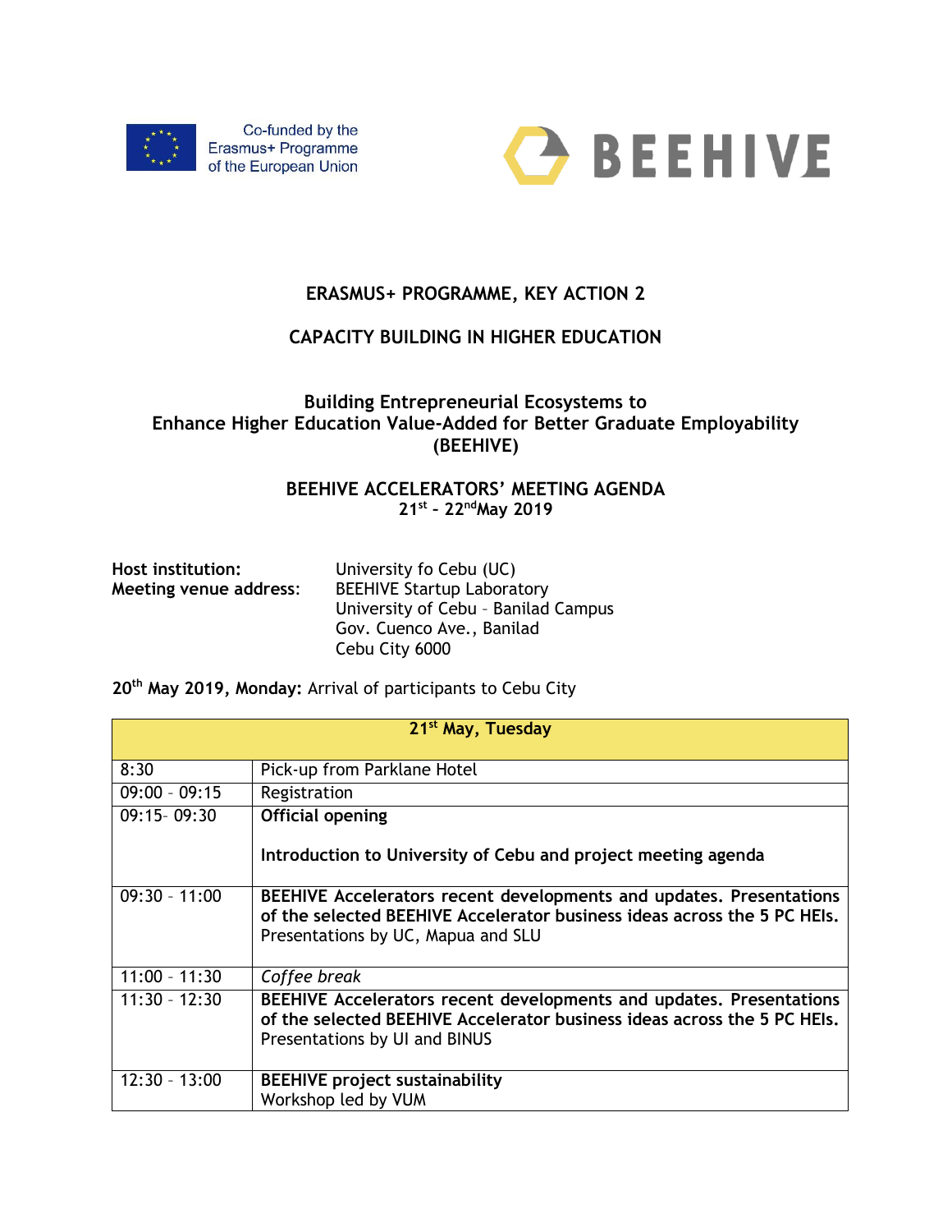Co-funded by the Erasmus+ Programme of the European Union

BEEHIVE

## ERASMUS+ PROGRAMME, KEY ACTION 2

## CAPACITY BUILDING IN HIGHER EDUCATION

### Building Entrepreneurial Ecosystems to Enhance Higher Education Value-Added for Better Graduate Employability (BEEHIVE)

### BEEHIVE ACCELERATORS' MEETING AGENDA
**21st – 22nd May 2019**

| | |
|---|---|
| **Host institution:** | University fo Cebu (UC) |
| **Meeting venue address:** | BEEHIVE Startup Laboratory<br>University of Cebu – Banilad Campus<br>Gov. Cuenco Ave., Banilad<br>Cebu City 6000 |

**20th May 2019, Monday:** Arrival of participants to Cebu City

| **21st May, Tuesday** | |
|---|---|
| 8:30 | Pick-up from Parklane Hotel |
| 09:00 – 09:15 | Registration |
| 09:15– 09:30 | **Official opening**<br><br>**Introduction to University of Cebu and project meeting agenda** |
| 09:30 – 11:00 | **BEEHIVE Accelerators recent developments and updates. Presentations of the selected BEEHIVE Accelerator business ideas across the 5 PC HEIs.** Presentations by UC, Mapua and SLU |
| 11:00 – 11:30 | *Coffee break* |
| 11:30 – 12:30 | **BEEHIVE Accelerators recent developments and updates. Presentations of the selected BEEHIVE Accelerator business ideas across the 5 PC HEIs.** Presentations by UI and BINUS |
| 12:30 – 13:00 | **BEEHIVE project sustainability**<br>Workshop led by VUM |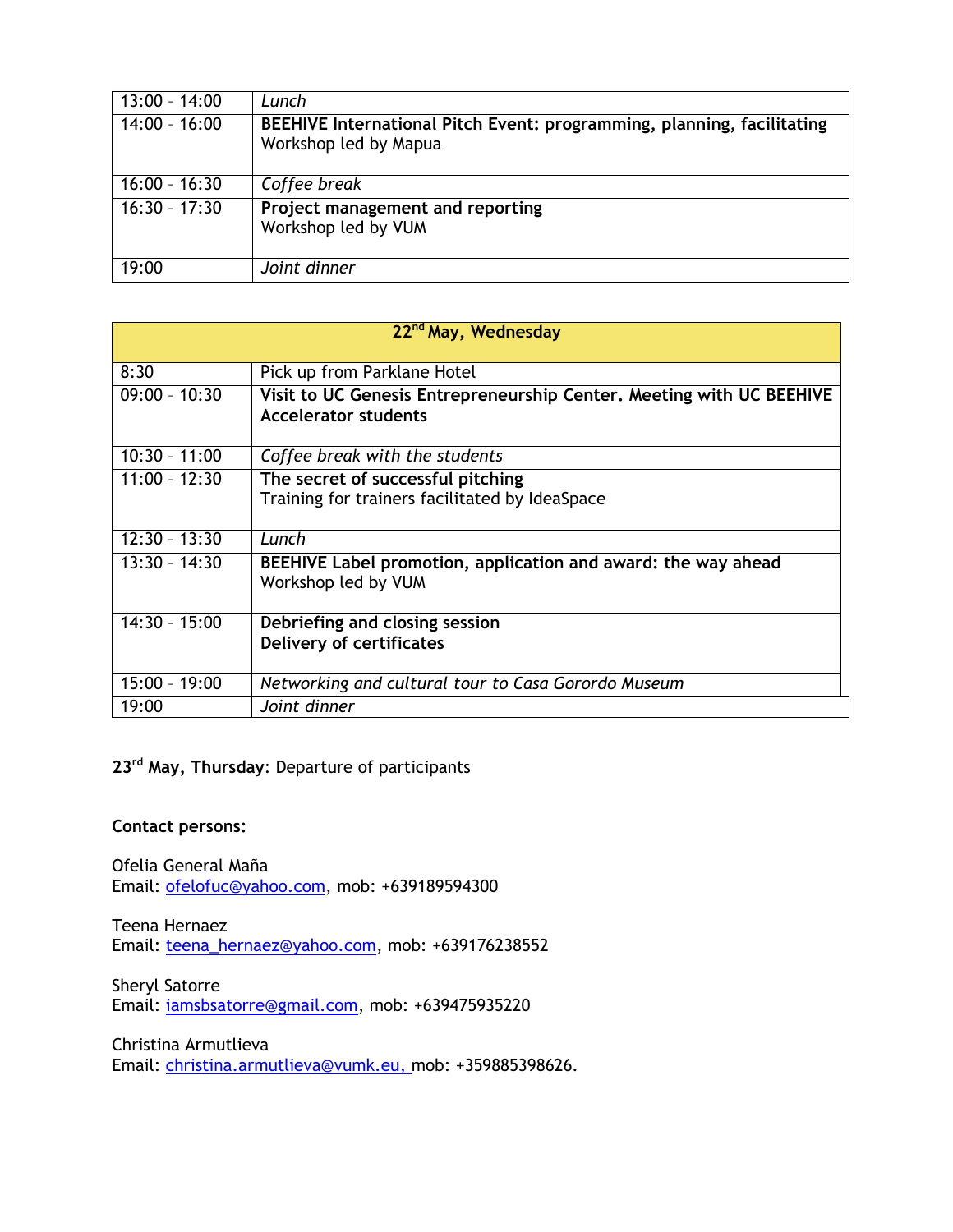| | |
|---|---|
| 13:00 - 14:00 | *Lunch* |
| 14:00 - 16:00 | **BEEHIVE International Pitch Event: programming, planning, facilitating**<br>Workshop led by Mapua |
| 16:00 - 16:30 | *Coffee break* |
| 16:30 - 17:30 | **Project management and reporting**<br>Workshop led by VUM |
| 19:00 | *Joint dinner* |

| **22nd May, Wednesday** | |
|---|---|
| 8:30 | Pick up from Parklane Hotel |
| 09:00 - 10:30 | **Visit to UC Genesis Entrepreneurship Center. Meeting with UC BEEHIVE Accelerator students** |
| 10:30 - 11:00 | *Coffee break with the students* |
| 11:00 - 12:30 | **The secret of successful pitching**<br>Training for trainers facilitated by IdeaSpace |
| 12:30 - 13:30 | *Lunch* |
| 13:30 - 14:30 | **BEEHIVE Label promotion, application and award: the way ahead**<br>Workshop led by VUM |
| 14:30 - 15:00 | **Debriefing and closing session**<br>**Delivery of certificates** |
| 15:00 - 19:00 | *Networking and cultural tour to Casa Gorordo Museum* |
| 19:00 | *Joint dinner* |

**23rd May, Thursday**: Departure of participants

**Contact persons:**

Ofelia General Maña
Email: ofelofuc@yahoo.com, mob: +639189594300

Teena Hernaez
Email: teena_hernaez@yahoo.com, mob: +639176238552

Sheryl Satorre
Email: iamsbsatorre@gmail.com, mob: +639475935220

Christina Armutlieva
Email: christina.armutlieva@vumk.eu, mob: +359885398626.